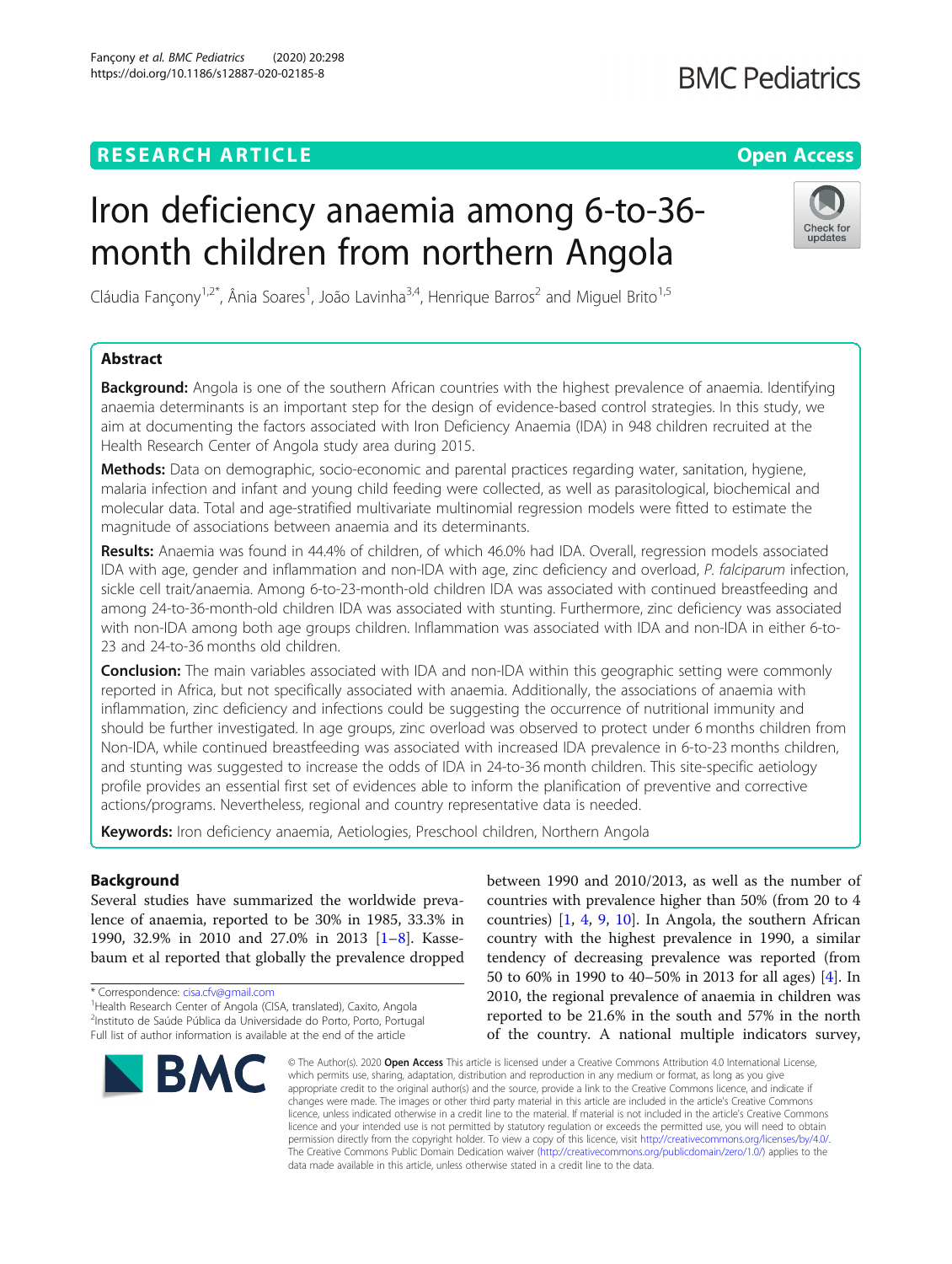RESEARCH ARTICLE

Open Access

# Iron deficiency anaemia among 6-to-36-month children from northern Angola

Cláudia Fançony[1,2*], Ânia Soares[1], João Lavinha[3,4], Henrique Barros[2] and Miguel Brito[1,5]

## Abstract

**Background:** Angola is one of the southern African countries with the highest prevalence of anaemia. Identifying anaemia determinants is an important step for the design of evidence-based control strategies. In this study, we aim at documenting the factors associated with Iron Deficiency Anaemia (IDA) in 948 children recruited at the Health Research Center of Angola study area during 2015.

**Methods:** Data on demographic, socio-economic and parental practices regarding water, sanitation, hygiene, malaria infection and infant and young child feeding were collected, as well as parasitological, biochemical and molecular data. Total and age-stratified multivariate multinomial regression models were fitted to estimate the magnitude of associations between anaemia and its determinants.

**Results:** Anaemia was found in 44.4% of children, of which 46.0% had IDA. Overall, regression models associated IDA with age, gender and inflammation and non-IDA with age, zinc deficiency and overload, *P. falciparum* infection, sickle cell trait/anaemia. Among 6-to-23-month-old children IDA was associated with continued breastfeeding and among 24-to-36-month-old children IDA was associated with stunting. Furthermore, zinc deficiency was associated with non-IDA among both age groups children. Inflammation was associated with IDA and non-IDA in either 6-to-23 and 24-to-36 months old children.

**Conclusion:** The main variables associated with IDA and non-IDA within this geographic setting were commonly reported in Africa, but not specifically associated with anaemia. Additionally, the associations of anaemia with inflammation, zinc deficiency and infections could be suggesting the occurrence of nutritional immunity and should be further investigated. In age groups, zinc overload was observed to protect under 6 months children from Non-IDA, while continued breastfeeding was associated with increased IDA prevalence in 6-to-23 months children, and stunting was suggested to increase the odds of IDA in 24-to-36 month children. This site-specific aetiology profile provides an essential first set of evidences able to inform the planification of preventive and corrective actions/programs. Nevertheless, regional and country representative data is needed.

**Keywords:** Iron deficiency anaemia, Aetiologies, Preschool children, Northern Angola

## Background

Several studies have summarized the worldwide prevalence of anaemia, reported to be 30% in 1985, 33.3% in 1990, 32.9% in 2010 and 27.0% in 2013 [1–8]. Kassebaum et al reported that globally the prevalence dropped between 1990 and 2010/2013, as well as the number of countries with prevalence higher than 50% (from 20 to 4 countries) [1, 4, 9, 10]. In Angola, the southern African country with the highest prevalence in 1990, a similar tendency of decreasing prevalence was reported (from 50 to 60% in 1990 to 40–50% in 2013 for all ages) [4]. In 2010, the regional prevalence of anaemia in children was reported to be 21.6% in the south and 57% in the north of the country. A national multiple indicators survey,

* Correspondence: cisa.cfv@gmail.com
[1]Health Research Center of Angola (CISA, translated), Caxito, Angola
[2]Instituto de Saúde Pública da Universidade do Porto, Porto, Portugal
Full list of author information is available at the end of the article

© The Author(s). 2020 **Open Access** This article is licensed under a Creative Commons Attribution 4.0 International License, which permits use, sharing, adaptation, distribution and reproduction in any medium or format, as long as you give appropriate credit to the original author(s) and the source, provide a link to the Creative Commons licence, and indicate if changes were made. The images or other third party material in this article are included in the article's Creative Commons licence, unless indicated otherwise in a credit line to the material. If material is not included in the article's Creative Commons licence and your intended use is not permitted by statutory regulation or exceeds the permitted use, you will need to obtain permission directly from the copyright holder. To view a copy of this licence, visit http://creativecommons.org/licenses/by/4.0/. The Creative Commons Public Domain Dedication waiver (http://creativecommons.org/publicdomain/zero/1.0/) applies to the data made available in this article, unless otherwise stated in a credit line to the data.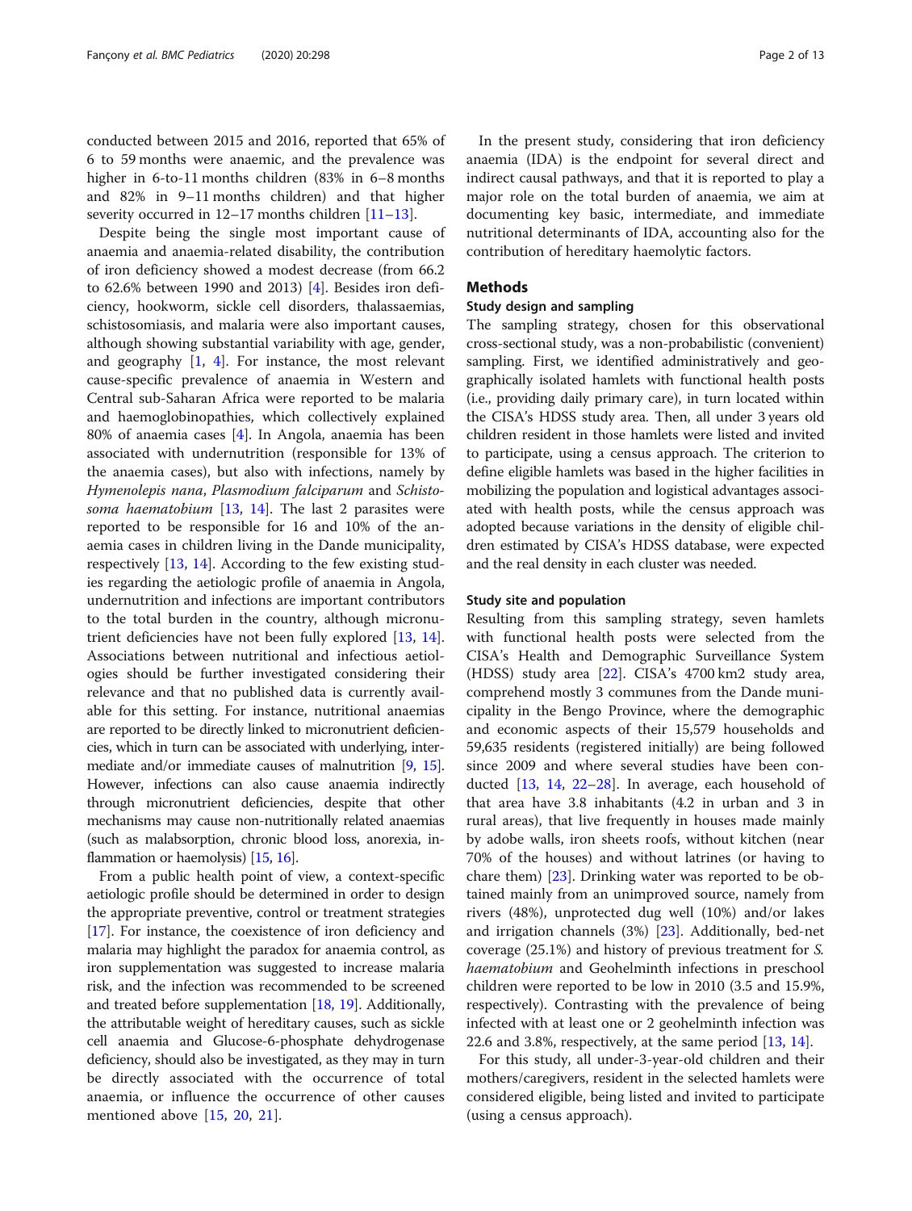conducted between 2015 and 2016, reported that 65% of 6 to 59 months were anaemic, and the prevalence was higher in 6-to-11 months children (83% in 6–8 months and 82% in 9–11 months children) and that higher severity occurred in 12–17 months children [11–13].

Despite being the single most important cause of anaemia and anaemia-related disability, the contribution of iron deficiency showed a modest decrease (from 66.2 to 62.6% between 1990 and 2013) [4]. Besides iron deficiency, hookworm, sickle cell disorders, thalassaemias, schistosomiasis, and malaria were also important causes, although showing substantial variability with age, gender, and geography [1, 4]. For instance, the most relevant cause-specific prevalence of anaemia in Western and Central sub-Saharan Africa were reported to be malaria and haemoglobinopathies, which collectively explained 80% of anaemia cases [4]. In Angola, anaemia has been associated with undernutrition (responsible for 13% of the anaemia cases), but also with infections, namely by *Hymenolepis nana*, *Plasmodium falciparum* and *Schistosoma haematobium* [13, 14]. The last 2 parasites were reported to be responsible for 16 and 10% of the anaemia cases in children living in the Dande municipality, respectively [13, 14]. According to the few existing studies regarding the aetiologic profile of anaemia in Angola, undernutrition and infections are important contributors to the total burden in the country, although micronutrient deficiencies have not been fully explored [13, 14]. Associations between nutritional and infectious aetiologies should be further investigated considering their relevance and that no published data is currently available for this setting. For instance, nutritional anaemias are reported to be directly linked to micronutrient deficiencies, which in turn can be associated with underlying, intermediate and/or immediate causes of malnutrition [9, 15]. However, infections can also cause anaemia indirectly through micronutrient deficiencies, despite that other mechanisms may cause non-nutritionally related anaemias (such as malabsorption, chronic blood loss, anorexia, inflammation or haemolysis) [15, 16].

From a public health point of view, a context-specific aetiologic profile should be determined in order to design the appropriate preventive, control or treatment strategies [17]. For instance, the coexistence of iron deficiency and malaria may highlight the paradox for anaemia control, as iron supplementation was suggested to increase malaria risk, and the infection was recommended to be screened and treated before supplementation [18, 19]. Additionally, the attributable weight of hereditary causes, such as sickle cell anaemia and Glucose-6-phosphate dehydrogenase deficiency, should also be investigated, as they may in turn be directly associated with the occurrence of total anaemia, or influence the occurrence of other causes mentioned above [15, 20, 21].

In the present study, considering that iron deficiency anaemia (IDA) is the endpoint for several direct and indirect causal pathways, and that it is reported to play a major role on the total burden of anaemia, we aim at documenting key basic, intermediate, and immediate nutritional determinants of IDA, accounting also for the contribution of hereditary haemolytic factors.

## Methods

### Study design and sampling

The sampling strategy, chosen for this observational cross-sectional study, was a non-probabilistic (convenient) sampling. First, we identified administratively and geographically isolated hamlets with functional health posts (i.e., providing daily primary care), in turn located within the CISA's HDSS study area. Then, all under 3 years old children resident in those hamlets were listed and invited to participate, using a census approach. The criterion to define eligible hamlets was based in the higher facilities in mobilizing the population and logistical advantages associated with health posts, while the census approach was adopted because variations in the density of eligible children estimated by CISA's HDSS database, were expected and the real density in each cluster was needed.

### Study site and population

Resulting from this sampling strategy, seven hamlets with functional health posts were selected from the CISA's Health and Demographic Surveillance System (HDSS) study area [22]. CISA's 4700 km2 study area, comprehend mostly 3 communes from the Dande municipality in the Bengo Province, where the demographic and economic aspects of their 15,579 households and 59,635 residents (registered initially) are being followed since 2009 and where several studies have been conducted [13, 14, 22–28]. In average, each household of that area have 3.8 inhabitants (4.2 in urban and 3 in rural areas), that live frequently in houses made mainly by adobe walls, iron sheets roofs, without kitchen (near 70% of the houses) and without latrines (or having to chare them) [23]. Drinking water was reported to be obtained mainly from an unimproved source, namely from rivers (48%), unprotected dug well (10%) and/or lakes and irrigation channels (3%) [23]. Additionally, bed-net coverage (25.1%) and history of previous treatment for *S. haematobium* and Geohelminth infections in preschool children were reported to be low in 2010 (3.5 and 15.9%, respectively). Contrasting with the prevalence of being infected with at least one or 2 geohelminth infection was 22.6 and 3.8%, respectively, at the same period [13, 14].

For this study, all under-3-year-old children and their mothers/caregivers, resident in the selected hamlets were considered eligible, being listed and invited to participate (using a census approach).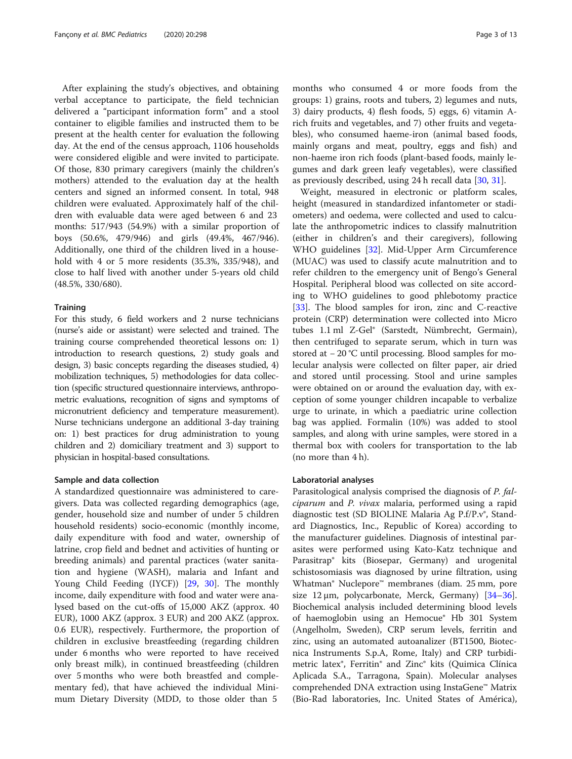After explaining the study's objectives, and obtaining verbal acceptance to participate, the field technician delivered a "participant information form" and a stool container to eligible families and instructed them to be present at the health center for evaluation the following day. At the end of the census approach, 1106 households were considered eligible and were invited to participate. Of those, 830 primary caregivers (mainly the children's mothers) attended to the evaluation day at the health centers and signed an informed consent. In total, 948 children were evaluated. Approximately half of the children with evaluable data were aged between 6 and 23 months: 517/943 (54.9%) with a similar proportion of boys (50.6%, 479/946) and girls (49.4%, 467/946). Additionally, one third of the children lived in a household with 4 or 5 more residents (35.3%, 335/948), and close to half lived with another under 5-years old child (48.5%, 330/680).

### Training

For this study, 6 field workers and 2 nurse technicians (nurse's aide or assistant) were selected and trained. The training course comprehended theoretical lessons on: 1) introduction to research questions, 2) study goals and design, 3) basic concepts regarding the diseases studied, 4) mobilization techniques, 5) methodologies for data collection (specific structured questionnaire interviews, anthropometric evaluations, recognition of signs and symptoms of micronutrient deficiency and temperature measurement). Nurse technicians undergone an additional 3-day training on: 1) best practices for drug administration to young children and 2) domiciliary treatment and 3) support to physician in hospital-based consultations.

### Sample and data collection

A standardized questionnaire was administered to caregivers. Data was collected regarding demographics (age, gender, household size and number of under 5 children household residents) socio-economic (monthly income, daily expenditure with food and water, ownership of latrine, crop field and bednet and activities of hunting or breeding animals) and parental practices (water sanitation and hygiene (WASH), malaria and Infant and Young Child Feeding (IYCF)) [29, 30]. The monthly income, daily expenditure with food and water were analysed based on the cut-offs of 15,000 AKZ (approx. 40 EUR), 1000 AKZ (approx. 3 EUR) and 200 AKZ (approx. 0.6 EUR), respectively. Furthermore, the proportion of children in exclusive breastfeeding (regarding children under 6 months who were reported to have received only breast milk), in continued breastfeeding (children over 5 months who were both breastfed and complementary fed), that have achieved the individual Minimum Dietary Diversity (MDD, to those older than 5 months who consumed 4 or more foods from the groups: 1) grains, roots and tubers, 2) legumes and nuts, 3) dairy products, 4) flesh foods, 5) eggs, 6) vitamin A-rich fruits and vegetables, and 7) other fruits and vegetables), who consumed haeme-iron (animal based foods, mainly organs and meat, poultry, eggs and fish) and non-haeme iron rich foods (plant-based foods, mainly legumes and dark green leafy vegetables), were classified as previously described, using 24 h recall data [30, 31].

Weight, measured in electronic or platform scales, height (measured in standardized infantometer or stadiometers) and oedema, were collected and used to calculate the anthropometric indices to classify malnutrition (either in children's and their caregivers), following WHO guidelines [32]. Mid-Upper Arm Circumference (MUAC) was used to classify acute malnutrition and to refer children to the emergency unit of Bengo's General Hospital. Peripheral blood was collected on site according to WHO guidelines to good phlebotomy practice [33]. The blood samples for iron, zinc and C-reactive protein (CRP) determination were collected into Micro tubes 1.1 ml Z-Gel® (Sarstedt, Nümbrecht, Germain), then centrifuged to separate serum, which in turn was stored at − 20 °C until processing. Blood samples for molecular analysis were collected on filter paper, air dried and stored until processing. Stool and urine samples were obtained on or around the evaluation day, with exception of some younger children incapable to verbalize urge to urinate, in which a paediatric urine collection bag was applied. Formalin (10%) was added to stool samples, and along with urine samples, were stored in a thermal box with coolers for transportation to the lab (no more than 4 h).

### Laboratorial analyses

Parasitological analysis comprised the diagnosis of *P. falciparum* and *P. vivax* malaria, performed using a rapid diagnostic test (SD BIOLINE Malaria Ag P.f/P.v®, Standard Diagnostics, Inc., Republic of Korea) according to the manufacturer guidelines. Diagnosis of intestinal parasites were performed using Kato-Katz technique and Parasitrap® kits (Biosepar, Germany) and urogenital schistosomiasis was diagnosed by urine filtration, using Whatman® Nuclepore™ membranes (diam. 25 mm, pore size 12 μm, polycarbonate, Merck, Germany) [34–36]. Biochemical analysis included determining blood levels of haemoglobin using an Hemocue® Hb 301 System (Angelholm, Sweden), CRP serum levels, ferritin and zinc, using an automated autoanalizer (BT1500, Biotecnica Instruments S.p.A, Rome, Italy) and CRP turbidimetric latex®, Ferritin® and Zinc® kits (Quimica Clínica Aplicada S.A., Tarragona, Spain). Molecular analyses comprehended DNA extraction using InstaGene™ Matrix (Bio-Rad laboratories, Inc. United States of América),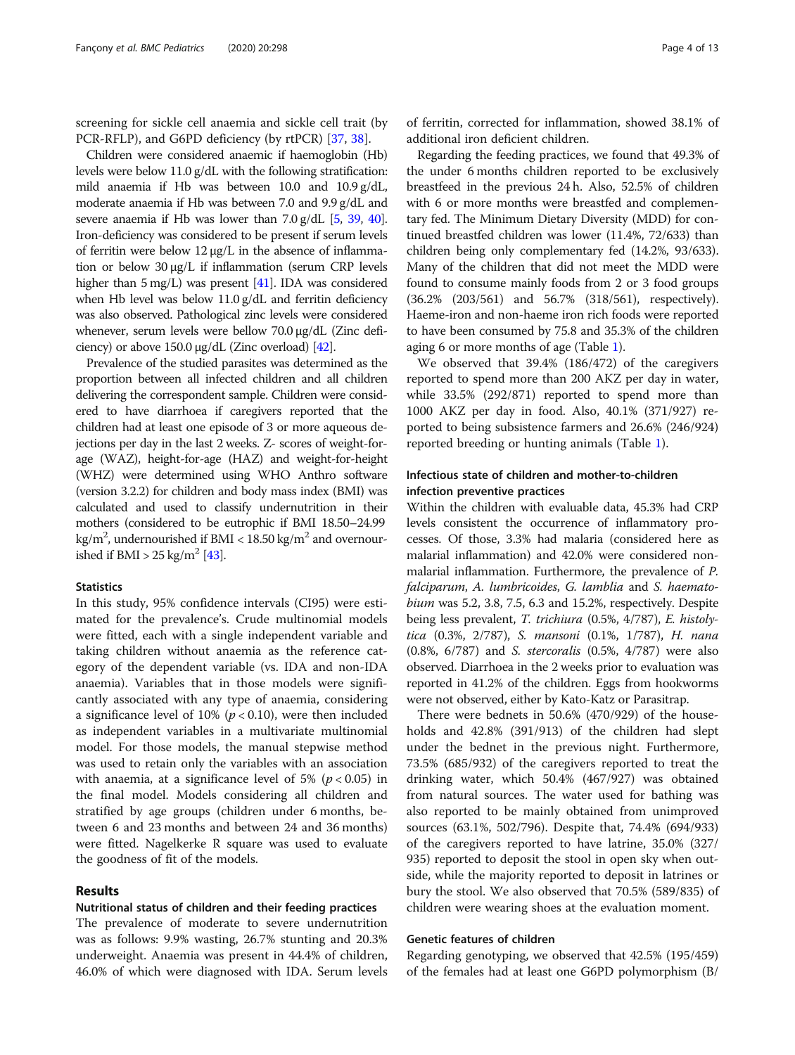screening for sickle cell anaemia and sickle cell trait (by PCR-RFLP), and G6PD deficiency (by rtPCR) [37, 38].

Children were considered anaemic if haemoglobin (Hb) levels were below 11.0 g/dL with the following stratification: mild anaemia if Hb was between 10.0 and 10.9 g/dL, moderate anaemia if Hb was between 7.0 and 9.9 g/dL and severe anaemia if Hb was lower than 7.0 g/dL [5, 39, 40]. Iron-deficiency was considered to be present if serum levels of ferritin were below 12 μg/L in the absence of inflammation or below 30 μg/L if inflammation (serum CRP levels higher than 5 mg/L) was present [41]. IDA was considered when Hb level was below 11.0 g/dL and ferritin deficiency was also observed. Pathological zinc levels were considered whenever, serum levels were bellow 70.0 μg/dL (Zinc deficiency) or above 150.0 μg/dL (Zinc overload) [42].

Prevalence of the studied parasites was determined as the proportion between all infected children and all children delivering the correspondent sample. Children were considered to have diarrhoea if caregivers reported that the children had at least one episode of 3 or more aqueous dejections per day in the last 2 weeks. Z- scores of weight-for-age (WAZ), height-for-age (HAZ) and weight-for-height (WHZ) were determined using WHO Anthro software (version 3.2.2) for children and body mass index (BMI) was calculated and used to classify undernutrition in their mothers (considered to be eutrophic if BMI 18.50–24.99 $kg/m^2$, undernourished if BMI < 18.50 $kg/m^2$ and overnourished if BMI > 25 $kg/m^2$ [43].

### Statistics

In this study, 95% confidence intervals (CI95) were estimated for the prevalence's. Crude multinomial models were fitted, each with a single independent variable and taking children without anaemia as the reference category of the dependent variable (vs. IDA and non-IDA anaemia). Variables that in those models were significantly associated with any type of anaemia, considering a significance level of 10% ($p < 0.10$), were then included as independent variables in a multivariate multinomial model. For those models, the manual stepwise method was used to retain only the variables with an association with anaemia, at a significance level of 5% ($p < 0.05$) in the final model. Models considering all children and stratified by age groups (children under 6 months, between 6 and 23 months and between 24 and 36 months) were fitted. Nagelkerke R square was used to evaluate the goodness of fit of the models.

## Results

### Nutritional status of children and their feeding practices

The prevalence of moderate to severe undernutrition was as follows: 9.9% wasting, 26.7% stunting and 20.3% underweight. Anaemia was present in 44.4% of children, 46.0% of which were diagnosed with IDA. Serum levels of ferritin, corrected for inflammation, showed 38.1% of additional iron deficient children.

Regarding the feeding practices, we found that 49.3% of the under 6 months children reported to be exclusively breastfeed in the previous 24 h. Also, 52.5% of children with 6 or more months were breastfed and complementary fed. The Minimum Dietary Diversity (MDD) for continued breastfed children was lower (11.4%, 72/633) than children being only complementary fed (14.2%, 93/633). Many of the children that did not meet the MDD were found to consume mainly foods from 2 or 3 food groups (36.2% (203/561) and 56.7% (318/561), respectively). Haeme-iron and non-haeme iron rich foods were reported to have been consumed by 75.8 and 35.3% of the children aging 6 or more months of age (Table 1).

We observed that 39.4% (186/472) of the caregivers reported to spend more than 200 AKZ per day in water, while 33.5% (292/871) reported to spend more than 1000 AKZ per day in food. Also, 40.1% (371/927) reported to being subsistence farmers and 26.6% (246/924) reported breeding or hunting animals (Table 1).

### Infectious state of children and mother-to-children infection preventive practices

Within the children with evaluable data, 45.3% had CRP levels consistent the occurrence of inflammatory processes. Of those, 3.3% had malaria (considered here as malarial inflammation) and 42.0% were considered non-malarial inflammation. Furthermore, the prevalence of *P. falciparum*, *A. lumbricoides*, *G. lamblia* and *S. haematobium* was 5.2, 3.8, 7.5, 6.3 and 15.2%, respectively. Despite being less prevalent, *T. trichiura* (0.5%, 4/787), *E. histolytica* (0.3%, 2/787), *S. mansoni* (0.1%, 1/787), *H. nana* (0.8%, 6/787) and *S. stercoralis* (0.5%, 4/787) were also observed. Diarrhoea in the 2 weeks prior to evaluation was reported in 41.2% of the children. Eggs from hookworms were not observed, either by Kato-Katz or Parasitrap.

There were bednets in 50.6% (470/929) of the households and 42.8% (391/913) of the children had slept under the bednet in the previous night. Furthermore, 73.5% (685/932) of the caregivers reported to treat the drinking water, which 50.4% (467/927) was obtained from natural sources. The water used for bathing was also reported to be mainly obtained from unimproved sources (63.1%, 502/796). Despite that, 74.4% (694/933) of the caregivers reported to have latrine, 35.0% (327/935) reported to deposit the stool in open sky when outside, while the majority reported to deposit in latrines or bury the stool. We also observed that 70.5% (589/835) of children were wearing shoes at the evaluation moment.

### Genetic features of children

Regarding genotyping, we observed that 42.5% (195/459) of the females had at least one G6PD polymorphism (B/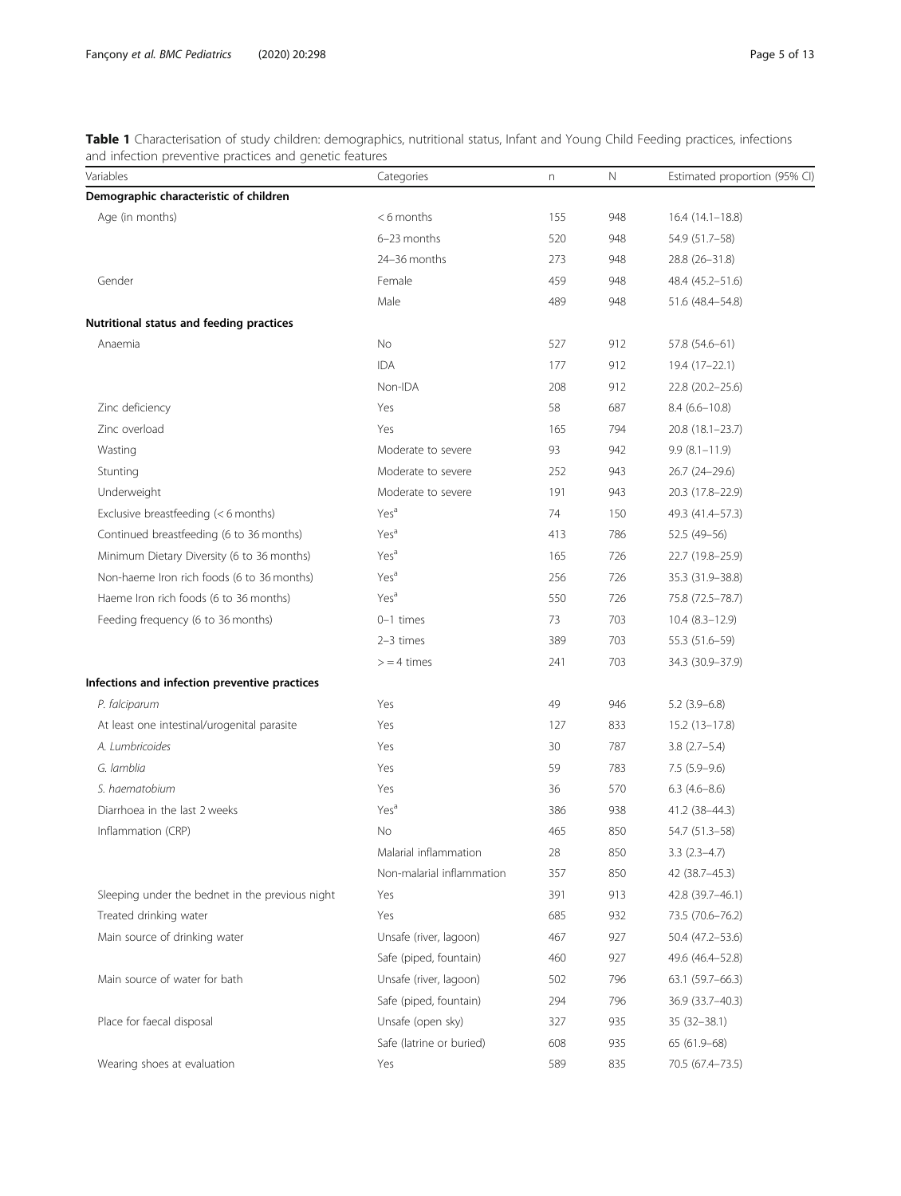**Table 1** Characterisation of study children: demographics, nutritional status, Infant and Young Child Feeding practices, infections and infection preventive practices and genetic features

| Variables | Categories | n | N | Estimated proportion (95% CI) |
|---|---|---|---|---|
| **Demographic characteristic of children** | | | | |
| Age (in months) | < 6 months | 155 | 948 | 16.4 (14.1–18.8) |
| | 6–23 months | 520 | 948 | 54.9 (51.7–58) |
| | 24–36 months | 273 | 948 | 28.8 (26–31.8) |
| Gender | Female | 459 | 948 | 48.4 (45.2–51.6) |
| | Male | 489 | 948 | 51.6 (48.4–54.8) |
| **Nutritional status and feeding practices** | | | | |
| Anaemia | No | 527 | 912 | 57.8 (54.6–61) |
| | IDA | 177 | 912 | 19.4 (17–22.1) |
| | Non-IDA | 208 | 912 | 22.8 (20.2–25.6) |
| Zinc deficiency | Yes | 58 | 687 | 8.4 (6.6–10.8) |
| Zinc overload | Yes | 165 | 794 | 20.8 (18.1–23.7) |
| Wasting | Moderate to severe | 93 | 942 | 9.9 (8.1–11.9) |
| Stunting | Moderate to severe | 252 | 943 | 26.7 (24–29.6) |
| Underweight | Moderate to severe | 191 | 943 | 20.3 (17.8–22.9) |
| Exclusive breastfeeding (< 6 months) | Yes[a] | 74 | 150 | 49.3 (41.4–57.3) |
| Continued breastfeeding (6 to 36 months) | Yes[a] | 413 | 786 | 52.5 (49–56) |
| Minimum Dietary Diversity (6 to 36 months) | Yes[a] | 165 | 726 | 22.7 (19.8–25.9) |
| Non-haeme Iron rich foods (6 to 36 months) | Yes[a] | 256 | 726 | 35.3 (31.9–38.8) |
| Haeme Iron rich foods (6 to 36 months) | Yes[a] | 550 | 726 | 75.8 (72.5–78.7) |
| Feeding frequency (6 to 36 months) | 0–1 times | 73 | 703 | 10.4 (8.3–12.9) |
| | 2–3 times | 389 | 703 | 55.3 (51.6–59) |
| | > = 4 times | 241 | 703 | 34.3 (30.9–37.9) |
| **Infections and infection preventive practices** | | | | |
| *P. falciparum* | Yes | 49 | 946 | 5.2 (3.9–6.8) |
| At least one intestinal/urogenital parasite | Yes | 127 | 833 | 15.2 (13–17.8) |
| *A. Lumbricoides* | Yes | 30 | 787 | 3.8 (2.7–5.4) |
| *G. lamblia* | Yes | 59 | 783 | 7.5 (5.9–9.6) |
| *S. haematobium* | Yes | 36 | 570 | 6.3 (4.6–8.6) |
| Diarrhoea in the last 2 weeks | Yes[a] | 386 | 938 | 41.2 (38–44.3) |
| Inflammation (CRP) | No | 465 | 850 | 54.7 (51.3–58) |
| | Malarial inflammation | 28 | 850 | 3.3 (2.3–4.7) |
| | Non-malarial inflammation | 357 | 850 | 42 (38.7–45.3) |
| Sleeping under the bednet in the previous night | Yes | 391 | 913 | 42.8 (39.7–46.1) |
| Treated drinking water | Yes | 685 | 932 | 73.5 (70.6–76.2) |
| Main source of drinking water | Unsafe (river, lagoon) | 467 | 927 | 50.4 (47.2–53.6) |
| | Safe (piped, fountain) | 460 | 927 | 49.6 (46.4–52.8) |
| Main source of water for bath | Unsafe (river, lagoon) | 502 | 796 | 63.1 (59.7–66.3) |
| | Safe (piped, fountain) | 294 | 796 | 36.9 (33.7–40.3) |
| Place for faecal disposal | Unsafe (open sky) | 327 | 935 | 35 (32–38.1) |
| | Safe (latrine or buried) | 608 | 935 | 65 (61.9–68) |
| Wearing shoes at evaluation | Yes | 589 | 835 | 70.5 (67.4–73.5) |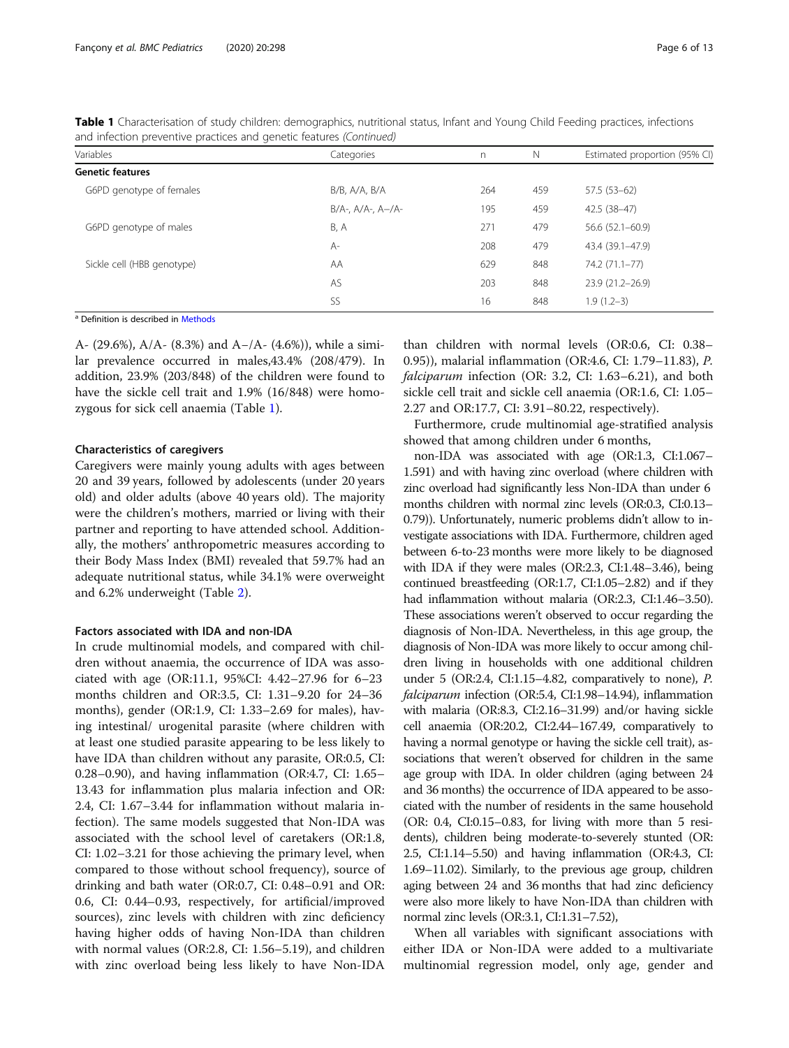**Table 1** Characterisation of study children: demographics, nutritional status, Infant and Young Child Feeding practices, infections and infection preventive practices and genetic features *(Continued)*

| Variables | Categories | n | N | Estimated proportion (95% CI) |
|---|---|---|---|---|
| **Genetic features** | | | | |
| G6PD genotype of females | B/B, A/A, B/A | 264 | 459 | 57.5 (53–62) |
| | B/A-, A/A-, A−/A- | 195 | 459 | 42.5 (38–47) |
| G6PD genotype of males | B, A | 271 | 479 | 56.6 (52.1–60.9) |
| | A- | 208 | 479 | 43.4 (39.1–47.9) |
| Sickle cell (HBB genotype) | AA | 629 | 848 | 74.2 (71.1–77) |
| | AS | 203 | 848 | 23.9 (21.2–26.9) |
| | SS | 16 | 848 | 1.9 (1.2–3) |

[a] Definition is described in Methods

A- (29.6%), A/A- (8.3%) and A−/A- (4.6%)), while a similar prevalence occurred in males,43.4% (208/479). In addition, 23.9% (203/848) of the children were found to have the sickle cell trait and 1.9% (16/848) were homozygous for sick cell anaemia (Table 1).

### Characteristics of caregivers

Caregivers were mainly young adults with ages between 20 and 39 years, followed by adolescents (under 20 years old) and older adults (above 40 years old). The majority were the children's mothers, married or living with their partner and reporting to have attended school. Additionally, the mothers' anthropometric measures according to their Body Mass Index (BMI) revealed that 59.7% had an adequate nutritional status, while 34.1% were overweight and 6.2% underweight (Table 2).

### Factors associated with IDA and non-IDA

In crude multinomial models, and compared with children without anaemia, the occurrence of IDA was associated with age (OR:11.1, 95%CI: 4.42–27.96 for 6–23 months children and OR:3.5, CI: 1.31–9.20 for 24–36 months), gender (OR:1.9, CI: 1.33–2.69 for males), having intestinal/ urogenital parasite (where children with at least one studied parasite appearing to be less likely to have IDA than children without any parasite, OR:0.5, CI: 0.28–0.90), and having inflammation (OR:4.7, CI: 1.65–13.43 for inflammation plus malaria infection and OR: 2.4, CI: 1.67–3.44 for inflammation without malaria infection). The same models suggested that Non-IDA was associated with the school level of caretakers (OR:1.8, CI: 1.02–3.21 for those achieving the primary level, when compared to those without school frequency), source of drinking and bath water (OR:0.7, CI: 0.48–0.91 and OR: 0.6, CI: 0.44–0.93, respectively, for artificial/improved sources), zinc levels with children with zinc deficiency having higher odds of having Non-IDA than children with normal values (OR:2.8, CI: 1.56–5.19), and children with zinc overload being less likely to have Non-IDA than children with normal levels (OR:0.6, CI: 0.38–0.95)), malarial inflammation (OR:4.6, CI: 1.79–11.83), *P. falciparum* infection (OR: 3.2, CI: 1.63–6.21), and both sickle cell trait and sickle cell anaemia (OR:1.6, CI: 1.05–2.27 and OR:17.7, CI: 3.91–80.22, respectively).

Furthermore, crude multinomial age-stratified analysis showed that among children under 6 months,

non-IDA was associated with age (OR:1.3, CI:1.067–1.591) and with having zinc overload (where children with zinc overload had significantly less Non-IDA than under 6 months children with normal zinc levels (OR:0.3, CI:0.13–0.79)). Unfortunately, numeric problems didn't allow to investigate associations with IDA. Furthermore, children aged between 6-to-23 months were more likely to be diagnosed with IDA if they were males (OR:2.3, CI:1.48–3.46), being continued breastfeeding (OR:1.7, CI:1.05–2.82) and if they had inflammation without malaria (OR:2.3, CI:1.46–3.50). These associations weren't observed to occur regarding the diagnosis of Non-IDA. Nevertheless, in this age group, the diagnosis of Non-IDA was more likely to occur among children living in households with one additional children under 5 (OR:2.4, CI:1.15–4.82, comparatively to none), *P. falciparum* infection (OR:5.4, CI:1.98–14.94), inflammation with malaria (OR:8.3, CI:2.16–31.99) and/or having sickle cell anaemia (OR:20.2, CI:2.44–167.49, comparatively to having a normal genotype or having the sickle cell trait), associations that weren't observed for children in the same age group with IDA. In older children (aging between 24 and 36 months) the occurrence of IDA appeared to be associated with the number of residents in the same household (OR: 0.4, CI:0.15–0.83, for living with more than 5 residents), children being moderate-to-severely stunted (OR: 2.5, CI:1.14–5.50) and having inflammation (OR:4.3, CI: 1.69–11.02). Similarly, to the previous age group, children aging between 24 and 36 months that had zinc deficiency were also more likely to have Non-IDA than children with normal zinc levels (OR:3.1, CI:1.31–7.52),

When all variables with significant associations with either IDA or Non-IDA were added to a multivariate multinomial regression model, only age, gender and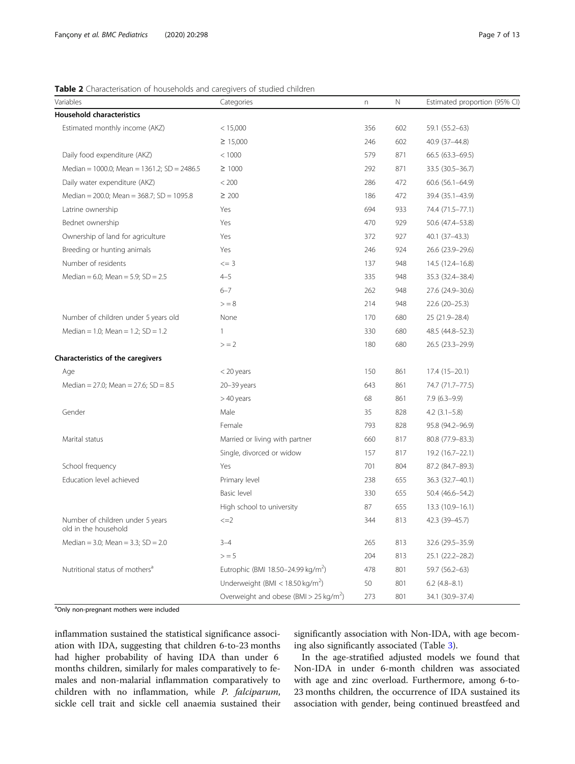**Table 2** Characterisation of households and caregivers of studied children

| Variables | Categories | n | N | Estimated proportion (95% CI) |
|---|---|---|---|---|
| **Household characteristics** | | | | |
| Estimated monthly income (AKZ) | < 15,000 | 356 | 602 | 59.1 (55.2–63) |
| | ≥ 15,000 | 246 | 602 | 40.9 (37–44.8) |
| Daily food expenditure (AKZ) | < 1000 | 579 | 871 | 66.5 (63.3–69.5) |
| Median = 1000.0; Mean = 1361.2; SD = 2486.5 | ≥ 1000 | 292 | 871 | 33.5 (30.5–36.7) |
| Daily water expenditure (AKZ) | < 200 | 286 | 472 | 60.6 (56.1–64.9) |
| Median = 200.0; Mean = 368.7; SD = 1095.8 | ≥ 200 | 186 | 472 | 39.4 (35.1–43.9) |
| Latrine ownership | Yes | 694 | 933 | 74.4 (71.5–77.1) |
| Bednet ownership | Yes | 470 | 929 | 50.6 (47.4–53.8) |
| Ownership of land for agriculture | Yes | 372 | 927 | 40.1 (37–43.3) |
| Breeding or hunting animals | Yes | 246 | 924 | 26.6 (23.9–29.6) |
| Number of residents | <= 3 | 137 | 948 | 14.5 (12.4–16.8) |
| Median = 6.0; Mean = 5.9; SD = 2.5 | 4–5 | 335 | 948 | 35.3 (32.4–38.4) |
| | 6–7 | 262 | 948 | 27.6 (24.9–30.6) |
| | > = 8 | 214 | 948 | 22.6 (20–25.3) |
| Number of children under 5 years old | None | 170 | 680 | 25 (21.9–28.4) |
| Median = 1.0; Mean = 1.2; SD = 1.2 | 1 | 330 | 680 | 48.5 (44.8–52.3) |
| | > = 2 | 180 | 680 | 26.5 (23.3–29.9) |
| **Characteristics of the caregivers** | | | | |
| Age | < 20 years | 150 | 861 | 17.4 (15–20.1) |
| Median = 27.0; Mean = 27.6; SD = 8.5 | 20–39 years | 643 | 861 | 74.7 (71.7–77.5) |
| | > 40 years | 68 | 861 | 7.9 (6.3–9.9) |
| Gender | Male | 35 | 828 | 4.2 (3.1–5.8) |
| | Female | 793 | 828 | 95.8 (94.2–96.9) |
| Marital status | Married or living with partner | 660 | 817 | 80.8 (77.9–83.3) |
| | Single, divorced or widow | 157 | 817 | 19.2 (16.7–22.1) |
| School frequency | Yes | 701 | 804 | 87.2 (84.7–89.3) |
| Education level achieved | Primary level | 238 | 655 | 36.3 (32.7–40.1) |
| | Basic level | 330 | 655 | 50.4 (46.6–54.2) |
| | High school to university | 87 | 655 | 13.3 (10.9–16.1) |
| Number of children under 5 years old in the household | <=2 | 344 | 813 | 42.3 (39–45.7) |
| Median = 3.0; Mean = 3.3; SD = 2.0 | 3–4 | 265 | 813 | 32.6 (29.5–35.9) |
| | > = 5 | 204 | 813 | 25.1 (22.2–28.2) |
| Nutritional status of mothers[a] | Eutrophic (BMI 18.50–24.99 kg/m$^2$) | 478 | 801 | 59.7 (56.2–63) |
| | Underweight (BMI < 18.50 kg/m$^2$) | 50 | 801 | 6.2 (4.8–8.1) |
| | Overweight and obese (BMI > 25 kg/m$^2$) | 273 | 801 | 34.1 (30.9–37.4) |

[a]Only non-pregnant mothers were included

inflammation sustained the statistical significance association with IDA, suggesting that children 6-to-23 months had higher probability of having IDA than under 6 months children, similarly for males comparatively to females and non-malarial inflammation comparatively to children with no inflammation, while *P. falciparum*, sickle cell trait and sickle cell anaemia sustained their significantly association with Non-IDA, with age becoming also significantly associated (Table 3).

In the age-stratified adjusted models we found that Non-IDA in under 6-month children was associated with age and zinc overload. Furthermore, among 6-to-23 months children, the occurrence of IDA sustained its association with gender, being continued breastfeed and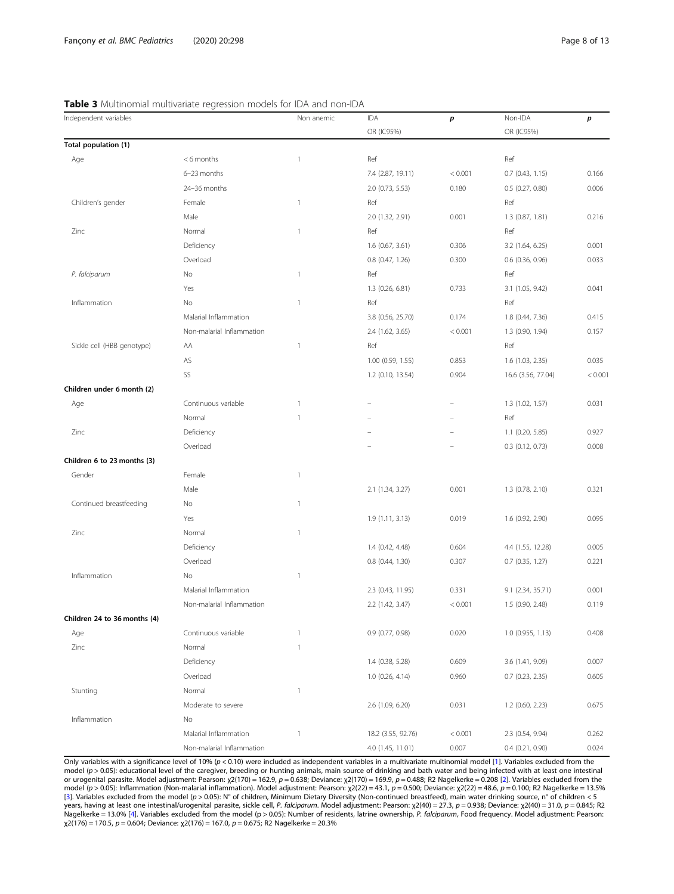**Table 3** Multinomial multivariate regression models for IDA and non-IDA

| Independent variables | | Non anemic | IDA | $p$ | Non-IDA | $p$ |
|---|---|---|---|---|---|---|
| | | | OR (IC95%) | | OR (IC95%) | |
| **Total population (1)** | | | | | | |
| Age | < 6 months | 1 | Ref | | Ref | |
| | 6–23 months | | 7.4 (2.87, 19.11) | < 0.001 | 0.7 (0.43, 1.15) | 0.166 |
| | 24–36 months | | 2.0 (0.73, 5.53) | 0.180 | 0.5 (0.27, 0.80) | 0.006 |
| Children's gender | Female | 1 | Ref | | Ref | |
| | Male | | 2.0 (1.32, 2.91) | 0.001 | 1.3 (0.87, 1.81) | 0.216 |
| Zinc | Normal | 1 | Ref | | Ref | |
| | Deficiency | | 1.6 (0.67, 3.61) | 0.306 | 3.2 (1.64, 6.25) | 0.001 |
| | Overload | | 0.8 (0.47, 1.26) | 0.300 | 0.6 (0.36, 0.96) | 0.033 |
| *P. falciparum* | No | 1 | Ref | | Ref | |
| | Yes | | 1.3 (0.26, 6.81) | 0.733 | 3.1 (1.05, 9.42) | 0.041 |
| Inflammation | No | 1 | Ref | | Ref | |
| | Malarial Inflammation | | 3.8 (0.56, 25.70) | 0.174 | 1.8 (0.44, 7.36) | 0.415 |
| | Non-malarial Inflammation | | 2.4 (1.62, 3.65) | < 0.001 | 1.3 (0.90, 1.94) | 0.157 |
| Sickle cell (HBB genotype) | AA | 1 | Ref | | Ref | |
| | AS | | 1.00 (0.59, 1.55) | 0.853 | 1.6 (1.03, 2.35) | 0.035 |
| | SS | | 1.2 (0.10, 13.54) | 0.904 | 16.6 (3.56, 77.04) | < 0.001 |
| **Children under 6 month (2)** | | | | | | |
| Age | Continuous variable | 1 | – | – | 1.3 (1.02, 1.57) | 0.031 |
| | Normal | 1 | – | – | Ref | |
| Zinc | Deficiency | | – | – | 1.1 (0.20, 5.85) | 0.927 |
| | Overload | | – | – | 0.3 (0.12, 0.73) | 0.008 |
| **Children 6 to 23 months (3)** | | | | | | |
| Gender | Female | 1 | | | | |
| | Male | | 2.1 (1.34, 3.27) | 0.001 | 1.3 (0.78, 2.10) | 0.321 |
| Continued breastfeeding | No | 1 | | | | |
| | Yes | | 1.9 (1.11, 3.13) | 0.019 | 1.6 (0.92, 2.90) | 0.095 |
| Zinc | Normal | 1 | | | | |
| | Deficiency | | 1.4 (0.42, 4.48) | 0.604 | 4.4 (1.55, 12.28) | 0.005 |
| | Overload | | 0.8 (0.44, 1.30) | 0.307 | 0.7 (0.35, 1.27) | 0.221 |
| Inflammation | No | 1 | | | | |
| | Malarial Inflammation | | 2.3 (0.43, 11.95) | 0.331 | 9.1 (2.34, 35.71) | 0.001 |
| | Non-malarial Inflammation | | 2.2 (1.42, 3.47) | < 0.001 | 1.5 (0.90, 2.48) | 0.119 |
| **Children 24 to 36 months (4)** | | | | | | |
| Age | Continuous variable | 1 | 0.9 (0.77, 0.98) | 0.020 | 1.0 (0.955, 1.13) | 0.408 |
| Zinc | Normal | 1 | | | | |
| | Deficiency | | 1.4 (0.38, 5.28) | 0.609 | 3.6 (1.41, 9.09) | 0.007 |
| | Overload | | 1.0 (0.26, 4.14) | 0.960 | 0.7 (0.23, 2.35) | 0.605 |
| Stunting | Normal | 1 | | | | |
| | Moderate to severe | | 2.6 (1.09, 6.20) | 0.031 | 1.2 (0.60, 2.23) | 0.675 |
| Inflammation | No | | | | | |
| | Malarial Inflammation | 1 | 18.2 (3.55, 92.76) | < 0.001 | 2.3 (0.54, 9.94) | 0.262 |
| | Non-malarial Inflammation | | 4.0 (1.45, 11.01) | 0.007 | 0.4 (0.21, 0.90) | 0.024 |

Only variables with a significance level of 10% ($p < 0.10$) were included as independent variables in a multivariate multinomial model [1]. Variables excluded from the model ($p > 0.05$): educational level of the caregiver, breeding or hunting animals, main source of drinking and bath water and being infected with at least one intestinal or urogenital parasite. Model adjustment: Pearson: $\chi2(170) = 162.9$, $p = 0.638$; Deviance: $\chi2(170) = 169.9$, $p = 0.488$; R2 Nagelkerke = 0.208 [2]. Variables excluded from the model ($p > 0.05$): Inflammation (Non-malarial inflammation). Model adjustment: Pearson: $\chi2(22) = 43.1$, $p = 0.500$; Deviance: $\chi2(22) = 48.6$, $p = 0.100$; R2 Nagelkerke = 13.5% [3]. Variables excluded from the model ($p > 0.05$): N° of children, Minimum Dietary Diversity (Non-continued breastfeed), main water drinking source, n° of children < 5 years, having at least one intestinal/urogenital parasite, sickle cell, *P. falciparum*. Model adjustment: Pearson: $\chi2(40) = 27.3$, $p = 0.938$; Deviance: $\chi2(40) = 31.0$, $p = 0.845$; R2 Nagelkerke = 13.0% [4]. Variables excluded from the model ($p > 0.05$): Number of residents, latrine ownership, *P. falciparum*, Food frequency. Model adjustment: Pearson: $\chi2(176) = 170.5$, $p = 0.604$; Deviance: $\chi2(176) = 167.0$, $p = 0.675$; R2 Nagelkerke = 20.3%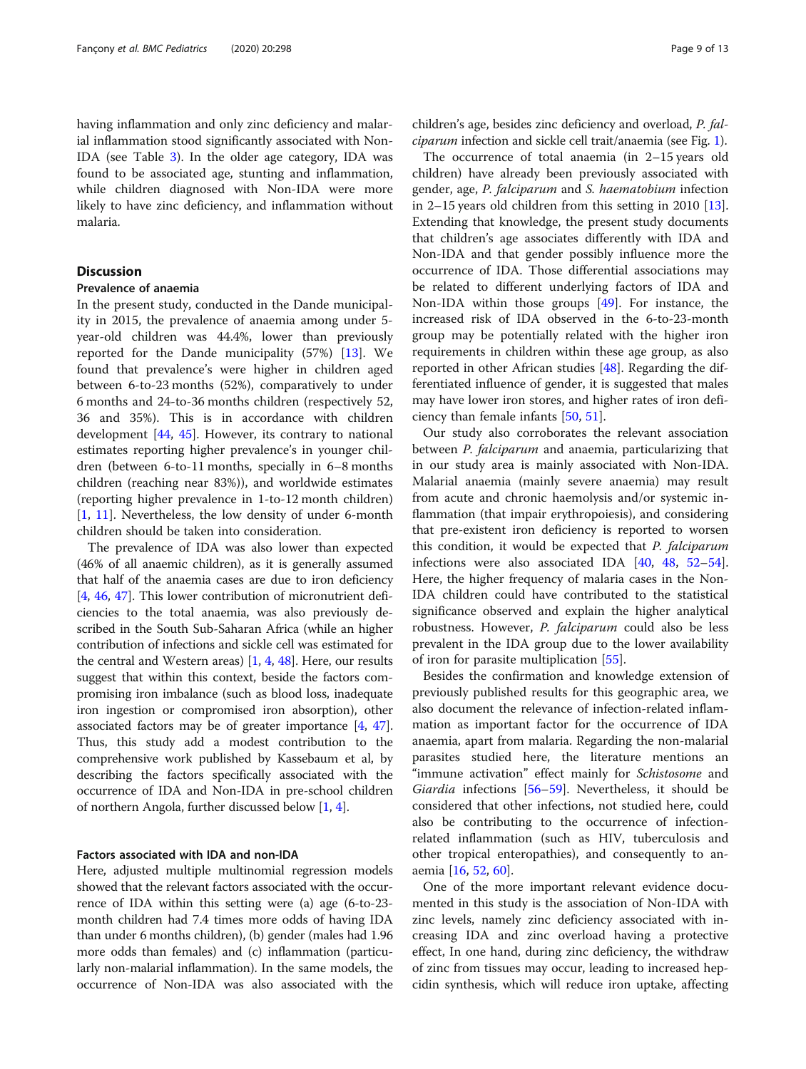having inflammation and only zinc deficiency and malarial inflammation stood significantly associated with Non-IDA (see Table 3). In the older age category, IDA was found to be associated age, stunting and inflammation, while children diagnosed with Non-IDA were more likely to have zinc deficiency, and inflammation without malaria.

## Discussion

### Prevalence of anaemia

In the present study, conducted in the Dande municipality in 2015, the prevalence of anaemia among under 5-year-old children was 44.4%, lower than previously reported for the Dande municipality (57%) [13]. We found that prevalence's were higher in children aged between 6-to-23 months (52%), comparatively to under 6 months and 24-to-36 months children (respectively 52, 36 and 35%). This is in accordance with children development [44, 45]. However, its contrary to national estimates reporting higher prevalence's in younger children (between 6-to-11 months, specially in 6–8 months children (reaching near 83%)), and worldwide estimates (reporting higher prevalence in 1-to-12 month children) [1, 11]. Nevertheless, the low density of under 6-month children should be taken into consideration.

The prevalence of IDA was also lower than expected (46% of all anaemic children), as it is generally assumed that half of the anaemia cases are due to iron deficiency [4, 46, 47]. This lower contribution of micronutrient deficiencies to the total anaemia, was also previously described in the South Sub-Saharan Africa (while an higher contribution of infections and sickle cell was estimated for the central and Western areas) [1, 4, 48]. Here, our results suggest that within this context, beside the factors compromising iron imbalance (such as blood loss, inadequate iron ingestion or compromised iron absorption), other associated factors may be of greater importance [4, 47]. Thus, this study add a modest contribution to the comprehensive work published by Kassebaum et al, by describing the factors specifically associated with the occurrence of IDA and Non-IDA in pre-school children of northern Angola, further discussed below [1, 4].

### Factors associated with IDA and non-IDA

Here, adjusted multiple multinomial regression models showed that the relevant factors associated with the occurrence of IDA within this setting were (a) age (6-to-23-month children had 7.4 times more odds of having IDA than under 6 months children), (b) gender (males had 1.96 more odds than females) and (c) inflammation (particularly non-malarial inflammation). In the same models, the occurrence of Non-IDA was also associated with the children's age, besides zinc deficiency and overload, *P. falciparum* infection and sickle cell trait/anaemia (see Fig. 1).

The occurrence of total anaemia (in 2–15 years old children) have already been previously associated with gender, age, *P. falciparum* and *S. haematobium* infection in 2–15 years old children from this setting in 2010 [13]. Extending that knowledge, the present study documents that children's age associates differently with IDA and Non-IDA and that gender possibly influence more the occurrence of IDA. Those differential associations may be related to different underlying factors of IDA and Non-IDA within those groups [49]. For instance, the increased risk of IDA observed in the 6-to-23-month group may be potentially related with the higher iron requirements in children within these age group, as also reported in other African studies [48]. Regarding the differentiated influence of gender, it is suggested that males may have lower iron stores, and higher rates of iron deficiency than female infants [50, 51].

Our study also corroborates the relevant association between *P. falciparum* and anaemia, particularizing that in our study area is mainly associated with Non-IDA. Malarial anaemia (mainly severe anaemia) may result from acute and chronic haemolysis and/or systemic inflammation (that impair erythropoiesis), and considering that pre-existent iron deficiency is reported to worsen this condition, it would be expected that *P. falciparum* infections were also associated IDA [40, 48, 52–54]. Here, the higher frequency of malaria cases in the Non-IDA children could have contributed to the statistical significance observed and explain the higher analytical robustness. However, *P. falciparum* could also be less prevalent in the IDA group due to the lower availability of iron for parasite multiplication [55].

Besides the confirmation and knowledge extension of previously published results for this geographic area, we also document the relevance of infection-related inflammation as important factor for the occurrence of IDA anaemia, apart from malaria. Regarding the non-malarial parasites studied here, the literature mentions an "immune activation" effect mainly for *Schistosome* and *Giardia* infections [56–59]. Nevertheless, it should be considered that other infections, not studied here, could also be contributing to the occurrence of infection-related inflammation (such as HIV, tuberculosis and other tropical enteropathies), and consequently to anaemia [16, 52, 60].

One of the more important relevant evidence documented in this study is the association of Non-IDA with zinc levels, namely zinc deficiency associated with increasing IDA and zinc overload having a protective effect, In one hand, during zinc deficiency, the withdraw of zinc from tissues may occur, leading to increased hepcidin synthesis, which will reduce iron uptake, affecting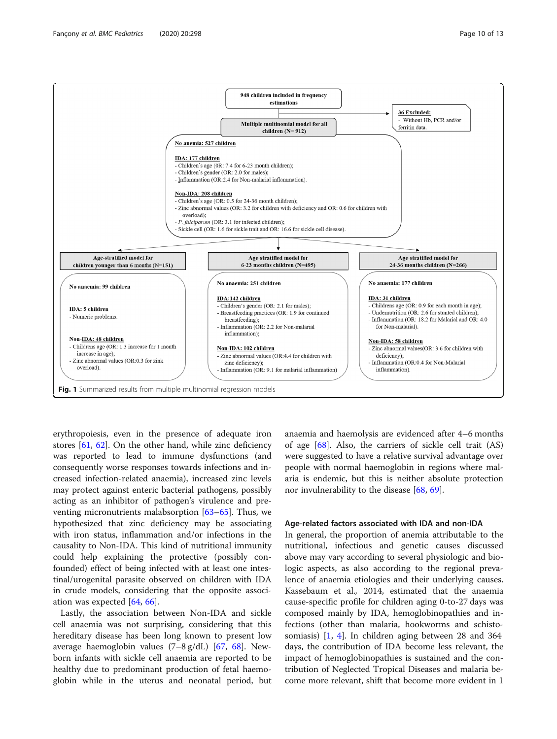948 children included in frequency estimations

36 Excluded:
- Without Hb, PCR and/or ferritin data.

Multiple multinomial model for all children (N= 912)

No anemia: 527 children

IDA: 177 children
- Children's age (0R: 7.4 for 6-23 month children);
- Children's gender (OR: 2.0 for males);
- Inflammation (OR:2.4 for Non-malarial inflammation).

Non-IDA: 208 children
- Children's age (OR: 0.5 for 24-36 month children);
- Zinc abnormal values (OR: 3.2 for children with deficiency and OR: 0.6 for children with overload);
- *P. falciparum* (OR: 3.1 for infected children);
- Sickle cell (OR: 1.6 for sickle trait and OR: 16.6 for sickle cell disease).

Age-stratified model for children younger than 6 months (N=151)

No anaemia: 99 children

IDA: 5 children
- Numeric problems.

Non-IDA: 48 children
- Childrens age (OR: 1.3 increase for 1 month increase in age);
- Zinc abnormal values (OR:0.3 for zink overload).

Age-stratified model for 6-23 months children (N=495)

No anaemia: 251 children

IDA:142 children
- Children's gender (OR: 2.1 for males);
- Breastfeeding practices (OR: 1.9 for continued breastfeeding);
- Inflammation (OR: 2.2 for Non-malarial inflammation);

Non-IDA: 102 children
- Zinc abnormal values (OR:4.4 for children with zinc deficiency);
- Inflammation (OR: 9.1 for malarial inflammation)

Age-stratified model for 24-36 months children (N=266)

No anaemia: 177 children

IDA: 31 children
- Childrens age (OR: 0.9 for each month in age);
- Undernutrition (OR: 2.6 for stunted children);
- Inflammation (OR: 18.2 for Malarial and OR: 4.0 for Non-malarial).

Non-IDA: 58 children
- Zinc abnormal values(OR: 3.6 for children with deficiency);
- Inflammation (OR:0.4 for Non-Malarial inflammation).

**Fig. 1** Summarized results from multiple multinomial regression models

erythropoiesis, even in the presence of adequate iron stores [61, 62]. On the other hand, while zinc deficiency was reported to lead to immune dysfunctions (and consequently worse responses towards infections and increased infection-related anaemia), increased zinc levels may protect against enteric bacterial pathogens, possibly acting as an inhibitor of pathogen's virulence and preventing micronutrients malabsorption [63–65]. Thus, we hypothesized that zinc deficiency may be associating with iron status, inflammation and/or infections in the causality to Non-IDA. This kind of nutritional immunity could help explaining the protective (possibly confounded) effect of being infected with at least one intestinal/urogenital parasite observed on children with IDA in crude models, considering that the opposite association was expected [64, 66].

Lastly, the association between Non-IDA and sickle cell anaemia was not surprising, considering that this hereditary disease has been long known to present low average haemoglobin values (7–8 g/dL) [67, 68]. Newborn infants with sickle cell anaemia are reported to be healthy due to predominant production of fetal haemoglobin while in the uterus and neonatal period, but anaemia and haemolysis are evidenced after 4–6 months of age [68]. Also, the carriers of sickle cell trait (AS) were suggested to have a relative survival advantage over people with normal haemoglobin in regions where malaria is endemic, but this is neither absolute protection nor invulnerability to the disease [68, 69].

## Age-related factors associated with IDA and non-IDA

In general, the proportion of anemia attributable to the nutritional, infectious and genetic causes discussed above may vary according to several physiologic and biologic aspects, as also according to the regional prevalence of anaemia etiologies and their underlying causes. Kassebaum et al., 2014, estimated that the anaemia cause-specific profile for children aging 0-to-27 days was composed mainly by IDA, hemoglobinopathies and infections (other than malaria, hookworms and schistosomiasis) [1, 4]. In children aging between 28 and 364 days, the contribution of IDA become less relevant, the impact of hemoglobinopathies is sustained and the contribution of Neglected Tropical Diseases and malaria become more relevant, shift that become more evident in 1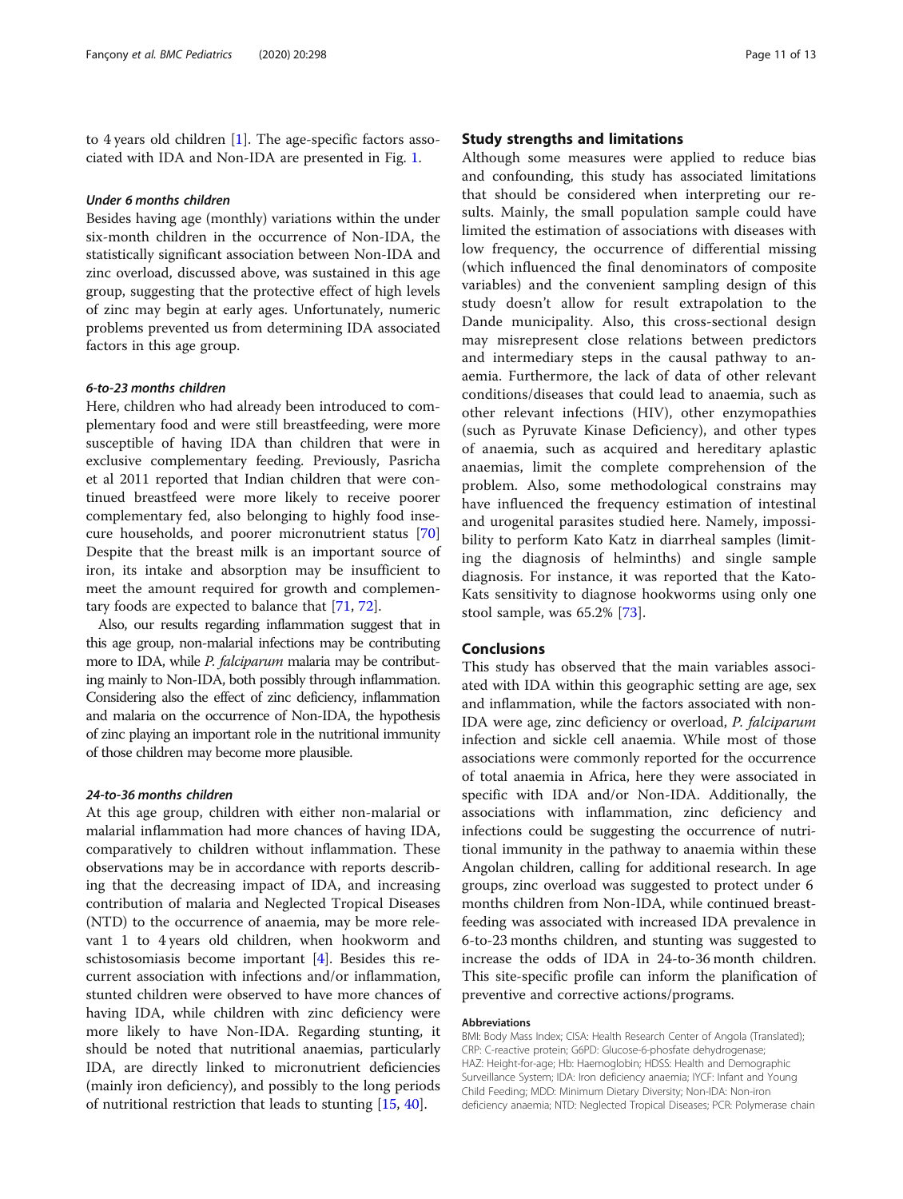to 4 years old children [1]. The age-specific factors associated with IDA and Non-IDA are presented in Fig. 1.

#### *Under 6 months children*

Besides having age (monthly) variations within the under six-month children in the occurrence of Non-IDA, the statistically significant association between Non-IDA and zinc overload, discussed above, was sustained in this age group, suggesting that the protective effect of high levels of zinc may begin at early ages. Unfortunately, numeric problems prevented us from determining IDA associated factors in this age group.

#### *6-to-23 months children*

Here, children who had already been introduced to complementary food and were still breastfeeding, were more susceptible of having IDA than children that were in exclusive complementary feeding. Previously, Pasricha et al 2011 reported that Indian children that were continued breastfeed were more likely to receive poorer complementary fed, also belonging to highly food insecure households, and poorer micronutrient status [70] Despite that the breast milk is an important source of iron, its intake and absorption may be insufficient to meet the amount required for growth and complementary foods are expected to balance that [71, 72].

Also, our results regarding inflammation suggest that in this age group, non-malarial infections may be contributing more to IDA, while *P. falciparum* malaria may be contributing mainly to Non-IDA, both possibly through inflammation. Considering also the effect of zinc deficiency, inflammation and malaria on the occurrence of Non-IDA, the hypothesis of zinc playing an important role in the nutritional immunity of those children may become more plausible.

#### *24-to-36 months children*

At this age group, children with either non-malarial or malarial inflammation had more chances of having IDA, comparatively to children without inflammation. These observations may be in accordance with reports describing that the decreasing impact of IDA, and increasing contribution of malaria and Neglected Tropical Diseases (NTD) to the occurrence of anaemia, may be more relevant 1 to 4 years old children, when hookworm and schistosomiasis become important [4]. Besides this recurrent association with infections and/or inflammation, stunted children were observed to have more chances of having IDA, while children with zinc deficiency were more likely to have Non-IDA. Regarding stunting, it should be noted that nutritional anaemias, particularly IDA, are directly linked to micronutrient deficiencies (mainly iron deficiency), and possibly to the long periods of nutritional restriction that leads to stunting [15, 40].

### Study strengths and limitations

Although some measures were applied to reduce bias and confounding, this study has associated limitations that should be considered when interpreting our results. Mainly, the small population sample could have limited the estimation of associations with diseases with low frequency, the occurrence of differential missing (which influenced the final denominators of composite variables) and the convenient sampling design of this study doesn't allow for result extrapolation to the Dande municipality. Also, this cross-sectional design may misrepresent close relations between predictors and intermediary steps in the causal pathway to anaemia. Furthermore, the lack of data of other relevant conditions/diseases that could lead to anaemia, such as other relevant infections (HIV), other enzymopathies (such as Pyruvate Kinase Deficiency), and other types of anaemia, such as acquired and hereditary aplastic anaemias, limit the complete comprehension of the problem. Also, some methodological constrains may have influenced the frequency estimation of intestinal and urogenital parasites studied here. Namely, impossibility to perform Kato Katz in diarrheal samples (limiting the diagnosis of helminths) and single sample diagnosis. For instance, it was reported that the Kato-Kats sensitivity to diagnose hookworms using only one stool sample, was 65.2% [73].

## Conclusions

This study has observed that the main variables associated with IDA within this geographic setting are age, sex and inflammation, while the factors associated with non-IDA were age, zinc deficiency or overload, *P. falciparum* infection and sickle cell anaemia. While most of those associations were commonly reported for the occurrence of total anaemia in Africa, here they were associated in specific with IDA and/or Non-IDA. Additionally, the associations with inflammation, zinc deficiency and infections could be suggesting the occurrence of nutritional immunity in the pathway to anaemia within these Angolan children, calling for additional research. In age groups, zinc overload was suggested to protect under 6 months children from Non-IDA, while continued breastfeeding was associated with increased IDA prevalence in 6-to-23 months children, and stunting was suggested to increase the odds of IDA in 24-to-36 month children. This site-specific profile can inform the planification of preventive and corrective actions/programs.

#### Abbreviations

BMI: Body Mass Index; CISA: Health Research Center of Angola (Translated); CRP: C-reactive protein; G6PD: Glucose-6-phosfate dehydrogenase; HAZ: Height-for-age; Hb: Haemoglobin; HDSS: Health and Demographic Surveillance System; IDA: Iron deficiency anaemia; IYCF: Infant and Young Child Feeding; MDD: Minimum Dietary Diversity; Non-IDA: Non-iron deficiency anaemia; NTD: Neglected Tropical Diseases; PCR: Polymerase chain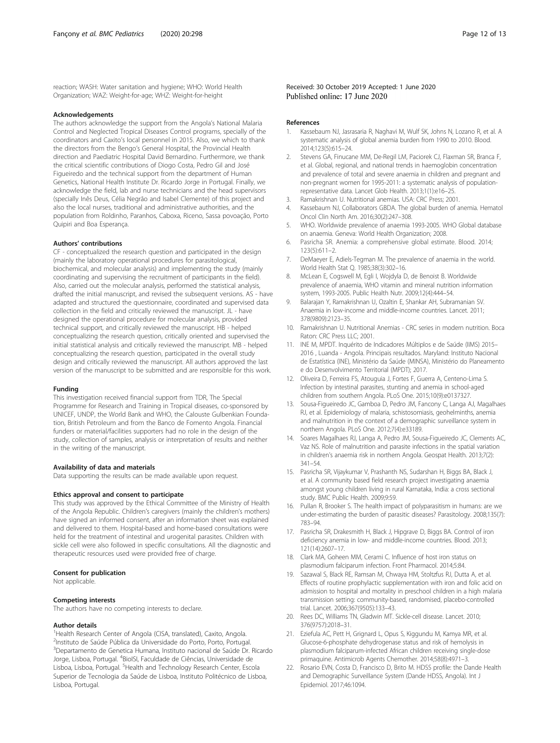reaction; WASH: Water sanitation and hygiene; WHO: World Health Organization; WAZ: Weight-for-age; WHZ: Weight-for-height

### Acknowledgements

The authors acknowledge the support from the Angola's National Malaria Control and Neglected Tropical Diseases Control programs, specially of the coordinators and Caxito's local personnel in 2015. Also, we which to thank the directors from the Bengo's General Hospital, the Provincial Health direction and Paediatric Hospital David Bernardino. Furthermore, we thank the critical scientific contributions of Diogo Costa, Pedro Gil and José Figueiredo and the technical support from the department of Human Genetics, National Health Institute Dr. Ricardo Jorge in Portugal. Finally, we acknowledge the field, lab and nurse technicians and the head supervisors (specially Inês Deus, Célia Negrão and Isabel Clemente) of this project and also the local nurses, traditional and administrative authorities, and the population from Roldinho, Paranhos, Caboxa, Riceno, Sassa povoação, Porto Quipiri and Boa Esperança.

### Authors' contributions

CF - conceptualized the research question and participated in the design (mainly the laboratory operational procedures for parasitological, biochemical, and molecular analysis) and implementing the study (mainly coordinating and supervising the recruitment of participants in the field). Also, carried out the molecular analysis, performed the statistical analysis, drafted the initial manuscript, and revised the subsequent versions. AS - have adapted and structured the questionnaire, coordinated and supervised data collection in the field and critically reviewed the manuscript. JL - have designed the operational procedure for molecular analysis, provided technical support, and critically reviewed the manuscript. HB - helped conceptualizing the research question, critically oriented and supervised the initial statistical analysis and critically reviewed the manuscript. MB - helped conceptualizing the research question, participated in the overall study design and critically reviewed the manuscript. All authors approved the last version of the manuscript to be submitted and are responsible for this work.

### Funding

This investigation received financial support from TDR, The Special Programme for Research and Training in Tropical diseases, co-sponsored by UNICEF, UNDP, the World Bank and WHO, the Calouste Gulbenkian Foundation, British Petroleum and from the Banco de Fomento Angola. Financial funders or material/facilities supporters had no role in the design of the study, collection of samples, analysis or interpretation of results and neither in the writing of the manuscript.

### Availability of data and materials

Data supporting the results can be made available upon request.

### Ethics approval and consent to participate

This study was approved by the Ethical Committee of the Ministry of Health of the Angola Republic. Children's caregivers (mainly the children's mothers) have signed an informed consent, after an information sheet was explained and delivered to them. Hospital-based and home-based consultations were held for the treatment of intestinal and urogenital parasites. Children with sickle cell were also followed in specific consultations. All the diagnostic and therapeutic resources used were provided free of charge.

### Consent for publication

Not applicable.

### Competing interests

The authors have no competing interests to declare.

### Author details

[1]Health Research Center of Angola (CISA, translated), Caxito, Angola. [2]Instituto de Saúde Pública da Universidade do Porto, Porto, Portugal. [3]Departamento de Genetica Humana, Instituto nacional de Saúde Dr. Ricardo Jorge, Lisboa, Portugal. [4]BioISI, Faculdade de Ciências, Universidade de Lisboa, Lisboa, Portugal. [5]Health and Technology Research Center, Escola Superior de Tecnologia da Saúde de Lisboa, Instituto Politécnico de Lisboa, Lisboa, Portugal.

Received: 30 October 2019 Accepted: 1 June 2020
Published online: 17 June 2020

### References

1. Kassebaum NJ, Jasrasaria R, Naghavi M, Wulf SK, Johns N, Lozano R, et al. A systematic analysis of global anemia burden from 1990 to 2010. Blood. 2014;123(5):615–24.
2. Stevens GA, Finucane MM, De-Regil LM, Paciorek CJ, Flaxman SR, Branca F, et al. Global, regional, and national trends in haemoglobin concentration and prevalence of total and severe anaemia in children and pregnant and non-pregnant women for 1995-2011: a systematic analysis of population-representative data. Lancet Glob Health. 2013;1(1):e16–25.
3. Ramakrishnan U. Nutritional anemias. USA: CRC Press; 2001.
4. Kassebaum NJ, Collaborators GBDA. The global burden of anemia. Hematol Oncol Clin North Am. 2016;30(2):247–308.
5. WHO. Worldwide prevalence of anaemia 1993-2005. WHO Global database on anaemia. Geneva: World Health Organization; 2008.
6. Pasricha SR. Anemia: a comprehensive global estimate. Blood. 2014; 123(5):611–2.
7. DeMaeyer E, Adiels-Tegman M. The prevalence of anaemia in the world. World Health Stat Q. 1985;38(3):302–16.
8. McLean E, Cogswell M, Egli I, Wojdyla D, de Benoist B. Worldwide prevalence of anaemia, WHO vitamin and mineral nutrition information system, 1993-2005. Public Health Nutr. 2009;12(4):444–54.
9. Balarajan Y, Ramakrishnan U, Ozaltin E, Shankar AH, Subramanian SV. Anaemia in low-income and middle-income countries. Lancet. 2011; 378(9809):2123–35.
10. Ramakrishnan U. Nutritional Anemias - CRC series in modern nutrition. Boca Raton: CRC Press LLC; 2001.
11. INE M, MPDT. Inquérito de Indicadores Múltiplos e de Saúde (IIMS) 2015–2016 , Luanda - Angola. Principais resultados. Maryland: Instituto Nacional de Estatística (INE), Ministério da Saúde (MINSA), Ministério do Planeamento e do Desenvolvimento Territorial (MPDT); 2017.
12. Oliveira D, Ferreira FS, Atouguia J, Fortes F, Guerra A, Centeno-Lima S. Infection by intestinal parasites, stunting and anemia in school-aged children from southern Angola. PLoS One. 2015;10(9):e0137327.
13. Sousa-Figueiredo JC, Gamboa D, Pedro JM, Fancony C, Langa AJ, Magalhaes RJ, et al. Epidemiology of malaria, schistosomiasis, geohelminths, anemia and malnutrition in the context of a demographic surveillance system in northern Angola. PLoS One. 2012;7(4):e33189.
14. Soares Magalhaes RJ, Langa A, Pedro JM, Sousa-Figueiredo JC, Clements AC, Vaz NS. Role of malnutrition and parasite infections in the spatial variation in children's anaemia risk in northern Angola. Geospat Health. 2013;7(2): 341–54.
15. Pasricha SR, Vijaykumar V, Prashanth NS, Sudarshan H, Biggs BA, Black J, et al. A community based field research project investigating anaemia amongst young children living in rural Karnataka, India: a cross sectional study. BMC Public Health. 2009;9:59.
16. Pullan R, Brooker S. The health impact of polyparasitism in humans: are we under-estimating the burden of parasitic diseases? Parasitology. 2008;135(7): 783–94.
17. Pasricha SR, Drakesmith H, Black J, Hipgrave D, Biggs BA. Control of iron deficiency anemia in low- and middle-income countries. Blood. 2013; 121(14):2607–17.
18. Clark MA, Goheen MM, Cerami C. Influence of host iron status on plasmodium falciparum infection. Front Pharmacol. 2014;5:84.
19. Sazawal S, Black RE, Ramsan M, Chwaya HM, Stoltzfus RJ, Dutta A, et al. Effects of routine prophylactic supplementation with iron and folic acid on admission to hospital and mortality in preschool children in a high malaria transmission setting: community-based, randomised, placebo-controlled trial. Lancet. 2006;367(9505):133–43.
20. Rees DC, Williams TN, Gladwin MT. Sickle-cell disease. Lancet. 2010; 376(9757):2018–31.
21. Eziefula AC, Pett H, Grignard L, Opus S, Kiggundu M, Kamya MR, et al. Glucose-6-phosphate dehydrogenase status and risk of hemolysis in plasmodium falciparum-infected African children receiving single-dose primaquine. Antimicrob Agents Chemother. 2014;58(8):4971–3.
22. Rosario EVN, Costa D, Francisco D, Brito M. HDSS profile: the Dande Health and Demographic Surveillance System (Dande HDSS, Angola). Int J Epidemiol. 2017;46:1094.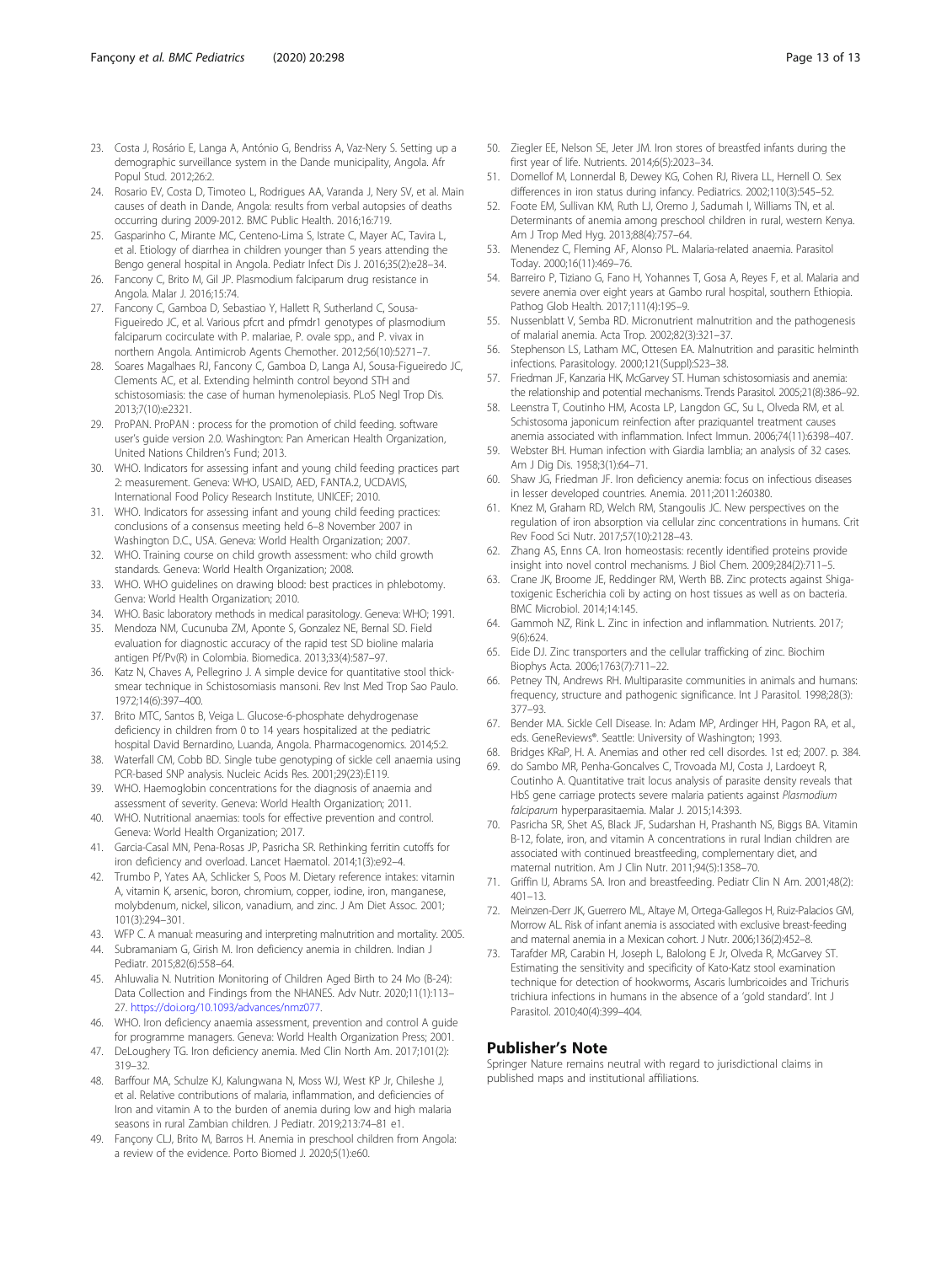23. Costa J, Rosário E, Langa A, António G, Bendriss A, Vaz-Nery S. Setting up a demographic surveillance system in the Dande municipality, Angola. Afr Popul Stud. 2012;26:2.
24. Rosario EV, Costa D, Timoteo L, Rodrigues AA, Varanda J, Nery SV, et al. Main causes of death in Dande, Angola: results from verbal autopsies of deaths occurring during 2009-2012. BMC Public Health. 2016;16:719.
25. Gasparinho C, Mirante MC, Centeno-Lima S, Istrate C, Mayer AC, Tavira L, et al. Etiology of diarrhea in children younger than 5 years attending the Bengo general hospital in Angola. Pediatr Infect Dis J. 2016;35(2):e28–34.
26. Fancony C, Brito M, Gil JP. Plasmodium falciparum drug resistance in Angola. Malar J. 2016;15:74.
27. Fancony C, Gamboa D, Sebastiao Y, Hallett R, Sutherland C, Sousa-Figueiredo JC, et al. Various pfcrt and pfmdr1 genotypes of plasmodium falciparum cocirculate with P. malariae, P. ovale spp., and P. vivax in northern Angola. Antimicrob Agents Chemother. 2012;56(10):5271–7.
28. Soares Magalhaes RJ, Fancony C, Gamboa D, Langa AJ, Sousa-Figueiredo JC, Clements AC, et al. Extending helminth control beyond STH and schistosomiasis: the case of human hymenolepiasis. PLoS Negl Trop Dis. 2013;7(10):e2321.
29. ProPAN. ProPAN : process for the promotion of child feeding. software user's guide version 2.0. Washington: Pan American Health Organization, United Nations Children's Fund; 2013.
30. WHO. Indicators for assessing infant and young child feeding practices part 2: measurement. Geneva: WHO, USAID, AED, FANTA.2, UCDAVIS, International Food Policy Research Institute, UNICEF; 2010.
31. WHO. Indicators for assessing infant and young child feeding practices: conclusions of a consensus meeting held 6–8 November 2007 in Washington D.C., USA. Geneva: World Health Organization; 2007.
32. WHO. Training course on child growth assessment: who child growth standards. Geneva: World Health Organization; 2008.
33. WHO. WHO guidelines on drawing blood: best practices in phlebotomy. Genva: World Health Organization; 2010.
34. WHO. Basic laboratory methods in medical parasitology. Geneva: WHO; 1991.
35. Mendoza NM, Cucunuba ZM, Aponte S, Gonzalez NE, Bernal SD. Field evaluation for diagnostic accuracy of the rapid test SD bioline malaria antigen Pf/Pv(R) in Colombia. Biomedica. 2013;33(4):587–97.
36. Katz N, Chaves A, Pellegrino J. A simple device for quantitative stool thick-smear technique in Schistosomiasis mansoni. Rev Inst Med Trop Sao Paulo. 1972;14(6):397–400.
37. Brito MTC, Santos B, Veiga L. Glucose-6-phosphate dehydrogenase deficiency in children from 0 to 14 years hospitalized at the pediatric hospital David Bernardino, Luanda, Angola. Pharmacogenomics. 2014;5:2.
38. Waterfall CM, Cobb BD. Single tube genotyping of sickle cell anaemia using PCR-based SNP analysis. Nucleic Acids Res. 2001;29(23):E119.
39. WHO. Haemoglobin concentrations for the diagnosis of anaemia and assessment of severity. Geneva: World Health Organization; 2011.
40. WHO. Nutritional anaemias: tools for effective prevention and control. Geneva: World Health Organization; 2017.
41. Garcia-Casal MN, Pena-Rosas JP, Pasricha SR. Rethinking ferritin cutoffs for iron deficiency and overload. Lancet Haematol. 2014;1(3):e92–4.
42. Trumbo P, Yates AA, Schlicker S, Poos M. Dietary reference intakes: vitamin A, vitamin K, arsenic, boron, chromium, copper, iodine, iron, manganese, molybdenum, nickel, silicon, vanadium, and zinc. J Am Diet Assoc. 2001; 101(3):294–301.
43. WFP C. A manual: measuring and interpreting malnutrition and mortality. 2005.
44. Subramaniam G, Girish M. Iron deficiency anemia in children. Indian J Pediatr. 2015;82(6):558–64.
45. Ahluwalia N. Nutrition Monitoring of Children Aged Birth to 24 Mo (B-24): Data Collection and Findings from the NHANES. Adv Nutr. 2020;11(1):113–27. https://doi.org/10.1093/advances/nmz077.
46. WHO. Iron deficiency anaemia assessment, prevention and control A guide for programme managers. Geneva: World Health Organization Press; 2001.
47. DeLoughery TG. Iron deficiency anemia. Med Clin North Am. 2017;101(2): 319–32.
48. Barffour MA, Schulze KJ, Kalungwana N, Moss WJ, West KP Jr, Chileshe J, et al. Relative contributions of malaria, inflammation, and deficiencies of Iron and vitamin A to the burden of anemia during low and high malaria seasons in rural Zambian children. J Pediatr. 2019;213:74–81 e1.
49. Fançony CLJ, Brito M, Barros H. Anemia in preschool children from Angola: a review of the evidence. Porto Biomed J. 2020;5(1):e60.
50. Ziegler EE, Nelson SE, Jeter JM. Iron stores of breastfed infants during the first year of life. Nutrients. 2014;6(5):2023–34.
51. Domellof M, Lonnerdal B, Dewey KG, Cohen RJ, Rivera LL, Hernell O. Sex differences in iron status during infancy. Pediatrics. 2002;110(3):545–52.
52. Foote EM, Sullivan KM, Ruth LJ, Oremo J, Sadumah I, Williams TN, et al. Determinants of anemia among preschool children in rural, western Kenya. Am J Trop Med Hyg. 2013;88(4):757–64.
53. Menendez C, Fleming AF, Alonso PL. Malaria-related anaemia. Parasitol Today. 2000;16(11):469–76.
54. Barreiro P, Tiziano G, Fano H, Yohannes T, Gosa A, Reyes F, et al. Malaria and severe anemia over eight years at Gambo rural hospital, southern Ethiopia. Pathog Glob Health. 2017;111(4):195–9.
55. Nussenblatt V, Semba RD. Micronutrient malnutrition and the pathogenesis of malarial anemia. Acta Trop. 2002;82(3):321–37.
56. Stephenson LS, Latham MC, Ottesen EA. Malnutrition and parasitic helminth infections. Parasitology. 2000;121(Suppl):S23–38.
57. Friedman JF, Kanzaria HK, McGarvey ST. Human schistosomiasis and anemia: the relationship and potential mechanisms. Trends Parasitol. 2005;21(8):386–92.
58. Leenstra T, Coutinho HM, Acosta LP, Langdon GC, Su L, Olveda RM, et al. Schistosoma japonicum reinfection after praziquantel treatment causes anemia associated with inflammation. Infect Immun. 2006;74(11):6398–407.
59. Webster BH. Human infection with Giardia lamblia; an analysis of 32 cases. Am J Dig Dis. 1958;3(1):64–71.
60. Shaw JG, Friedman JF. Iron deficiency anemia: focus on infectious diseases in lesser developed countries. Anemia. 2011;2011:260380.
61. Knez M, Graham RD, Welch RM, Stangoulis JC. New perspectives on the regulation of iron absorption via cellular zinc concentrations in humans. Crit Rev Food Sci Nutr. 2017;57(10):2128–43.
62. Zhang AS, Enns CA. Iron homeostasis: recently identified proteins provide insight into novel control mechanisms. J Biol Chem. 2009;284(2):711–5.
63. Crane JK, Broome JE, Reddinger RM, Werth BB. Zinc protects against Shiga-toxigenic Escherichia coli by acting on host tissues as well as on bacteria. BMC Microbiol. 2014;14:145.
64. Gammoh NZ, Rink L. Zinc in infection and inflammation. Nutrients. 2017; 9(6):624.
65. Eide DJ. Zinc transporters and the cellular trafficking of zinc. Biochim Biophys Acta. 2006;1763(7):711–22.
66. Petney TN, Andrews RH. Multiparasite communities in animals and humans: frequency, structure and pathogenic significance. Int J Parasitol. 1998;28(3): 377–93.
67. Bender MA. Sickle Cell Disease. In: Adam MP, Ardinger HH, Pagon RA, et al., eds. GeneReviews®. Seattle: University of Washington; 1993.
68. Bridges KRaP, H. A. Anemias and other red cell disordes. 1st ed; 2007. p. 384.
69. do Sambo MR, Penha-Goncalves C, Trovoada MJ, Costa J, Lardoeyt R, Coutinho A. Quantitative trait locus analysis of parasite density reveals that HbS gene carriage protects severe malaria patients against *Plasmodium falciparum* hyperparasitaemia. Malar J. 2015;14:393.
70. Pasricha SR, Shet AS, Black JF, Sudarshan H, Prashanth NS, Biggs BA. Vitamin B-12, folate, iron, and vitamin A concentrations in rural Indian children are associated with continued breastfeeding, complementary diet, and maternal nutrition. Am J Clin Nutr. 2011;94(5):1358–70.
71. Griffin IJ, Abrams SA. Iron and breastfeeding. Pediatr Clin N Am. 2001;48(2): 401–13.
72. Meinzen-Derr JK, Guerrero ML, Altaye M, Ortega-Gallegos H, Ruiz-Palacios GM, Morrow AL. Risk of infant anemia is associated with exclusive breast-feeding and maternal anemia in a Mexican cohort. J Nutr. 2006;136(2):452–8.
73. Tarafder MR, Carabin H, Joseph L, Balolong E Jr, Olveda R, McGarvey ST. Estimating the sensitivity and specificity of Kato-Katz stool examination technique for detection of hookworms, Ascaris lumbricoides and Trichuris trichiura infections in humans in the absence of a 'gold standard'. Int J Parasitol. 2010;40(4):399–404.

## Publisher's Note

Springer Nature remains neutral with regard to jurisdictional claims in published maps and institutional affiliations.